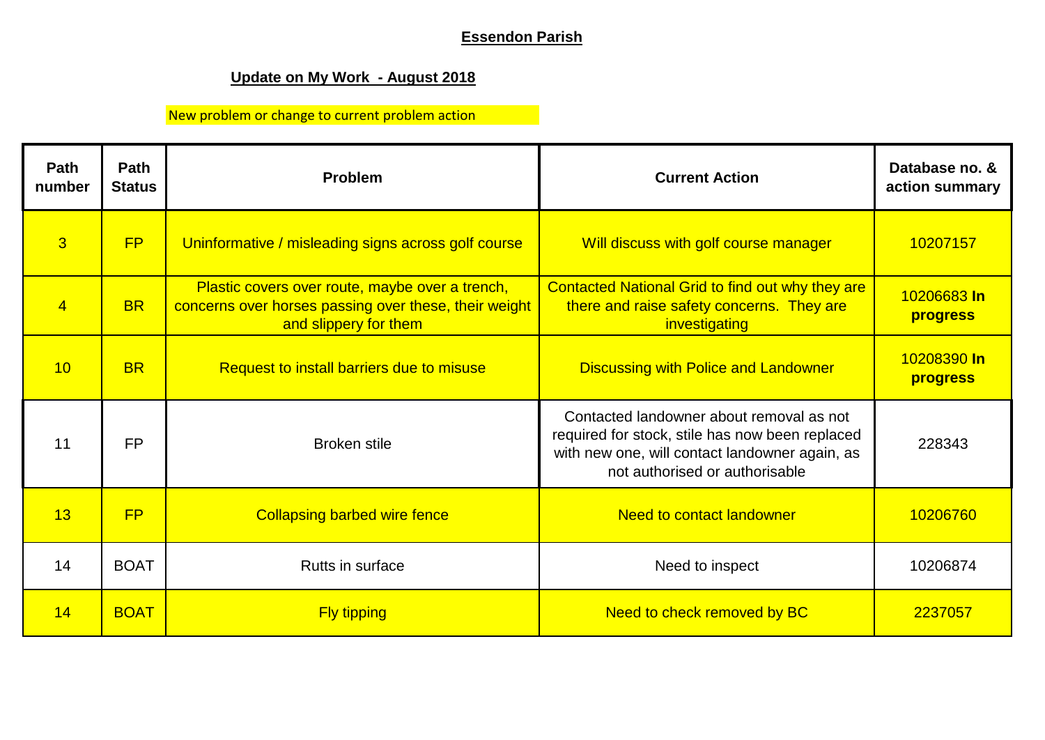# Essendon Parish

## Update on My Work - August 2018

New problem or change to current problem action

| Path number | Path Status | Problem | Current Action | Database no. & action summary |
|---|---|---|---|---|
| 3 | FP | Uninformative / misleading signs across golf course | Will discuss with golf course manager | 10207157 |
| 4 | BR | Plastic covers over route, maybe over a trench, concerns over horses passing over these, their weight and slippery for them | Contacted National Grid to find out why they are there and raise safety concerns. They are investigating | 10206683 **In progress** |
| 10 | BR | Request to install barriers due to misuse | Discussing with Police and Landowner | 10208390 **In progress** |
| 11 | FP | Broken stile | Contacted landowner about removal as not required for stock, stile has now been replaced with new one, will contact landowner again, as not authorised or authorisable | 228343 |
| 13 | FP | Collapsing barbed wire fence | Need to contact landowner | 10206760 |
| 14 | BOAT | Rutts in surface | Need to inspect | 10206874 |
| 14 | BOAT | Fly tipping | Need to check removed by BC | 2237057 |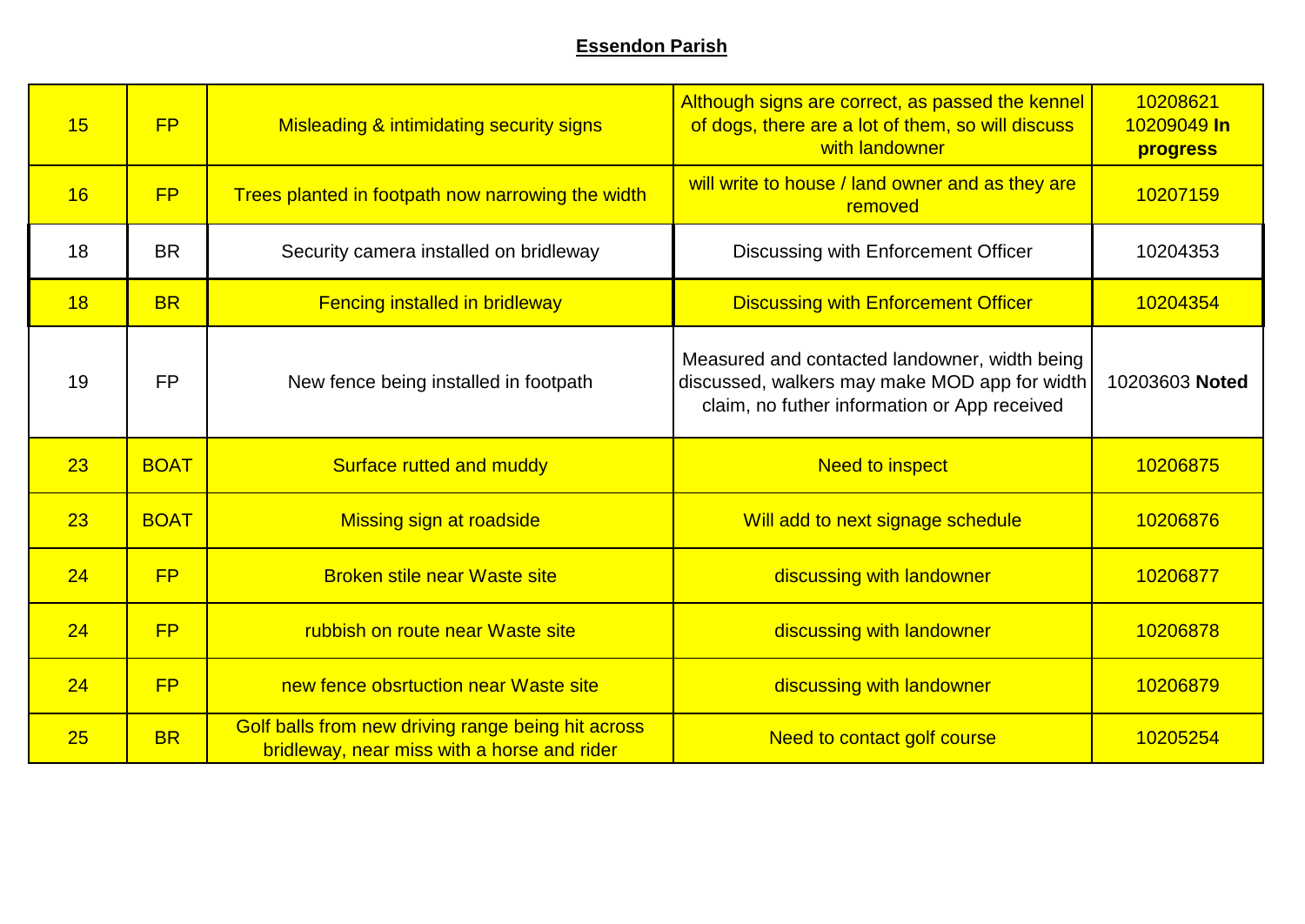**Essendon Parish**

| | | | | |
|---|---|---|---|---|
| 15 | FP | Misleading & intimidating security signs | Although signs are correct, as passed the kennel of dogs, there are a lot of them, so will discuss with landowner | 10208621 10209049 **In progress** |
| 16 | FP | Trees planted in footpath now narrowing the width | will write to house / land owner and as they are removed | 10207159 |
| 18 | BR | Security camera installed on bridleway | Discussing with Enforcement Officer | 10204353 |
| 18 | BR | Fencing installed in bridleway | Discussing with Enforcement Officer | 10204354 |
| 19 | FP | New fence being installed in footpath | Measured and contacted landowner, width being discussed, walkers may make MOD app for width claim, no futher information or App received | 10203603 **Noted** |
| 23 | BOAT | Surface rutted and muddy | Need to inspect | 10206875 |
| 23 | BOAT | Missing sign at roadside | Will add to next signage schedule | 10206876 |
| 24 | FP | Broken stile near Waste site | discussing with landowner | 10206877 |
| 24 | FP | rubbish on route near Waste site | discussing with landowner | 10206878 |
| 24 | FP | new fence obsrtuction near Waste site | discussing with landowner | 10206879 |
| 25 | BR | Golf balls from new driving range being hit across bridleway, near miss with a horse and rider | Need to contact golf course | 10205254 |